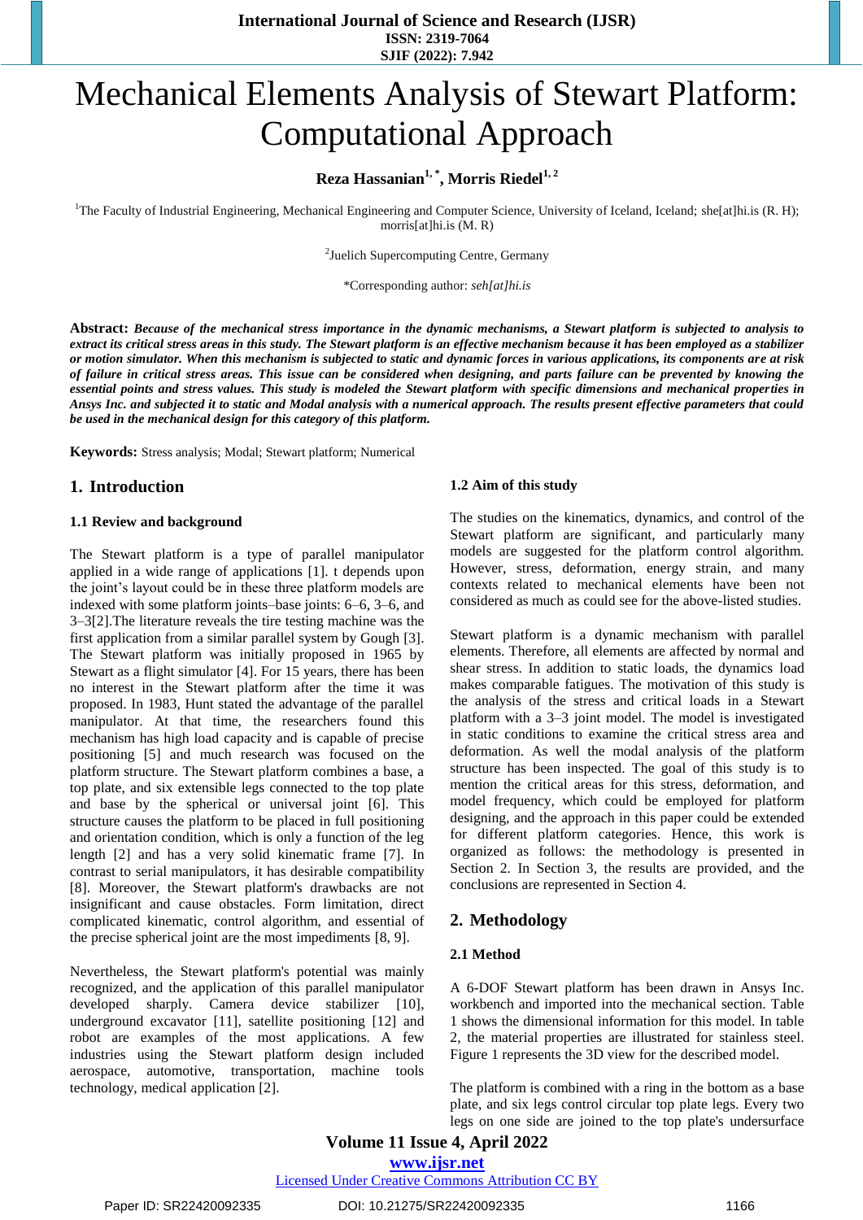# Mechanical Elements Analysis of Stewart Platform: Computational Approach

**Reza Hassanian[1,*], Morris Riedel[1,2]**

[1]The Faculty of Industrial Engineering, Mechanical Engineering and Computer Science, University of Iceland, Iceland; she[at]hi.is (R. H); morris[at]hi.is (M. R)

[2]Juelich Supercomputing Centre, Germany

*Corresponding author: *seh[at]hi.is*

**Abstract:** ***Because of the mechanical stress importance in the dynamic mechanisms, a Stewart platform is subjected to analysis to extract its critical stress areas in this study. The Stewart platform is an effective mechanism because it has been employed as a stabilizer or motion simulator. When this mechanism is subjected to static and dynamic forces in various applications, its components are at risk of failure in critical stress areas. This issue can be considered when designing, and parts failure can be prevented by knowing the essential points and stress values. This study is modeled the Stewart platform with specific dimensions and mechanical properties in Ansys Inc. and subjected it to static and Modal analysis with a numerical approach. The results present effective parameters that could be used in the mechanical design for this category of this platform.***

**Keywords:** Stress analysis; Modal; Stewart platform; Numerical

## 1. Introduction

### 1.1 Review and background

The Stewart platform is a type of parallel manipulator applied in a wide range of applications [1]. t depends upon the joint's layout could be in these three platform models are indexed with some platform joints–base joints: 6–6, 3–6, and 3–3[2].The literature reveals the tire testing machine was the first application from a similar parallel system by Gough [3]. The Stewart platform was initially proposed in 1965 by Stewart as a flight simulator [4]. For 15 years, there has been no interest in the Stewart platform after the time it was proposed. In 1983, Hunt stated the advantage of the parallel manipulator. At that time, the researchers found this mechanism has high load capacity and is capable of precise positioning [5] and much research was focused on the platform structure. The Stewart platform combines a base, a top plate, and six extensible legs connected to the top plate and base by the spherical or universal joint [6]. This structure causes the platform to be placed in full positioning and orientation condition, which is only a function of the leg length [2] and has a very solid kinematic frame [7]. In contrast to serial manipulators, it has desirable compatibility [8]. Moreover, the Stewart platform's drawbacks are not insignificant and cause obstacles. Form limitation, direct complicated kinematic, control algorithm, and essential of the precise spherical joint are the most impediments [8, 9].

Nevertheless, the Stewart platform's potential was mainly recognized, and the application of this parallel manipulator developed sharply. Camera device stabilizer [10], underground excavator [11], satellite positioning [12] and robot are examples of the most applications. A few industries using the Stewart platform design included aerospace, automotive, transportation, machine tools technology, medical application [2].

### 1.2 Aim of this study

The studies on the kinematics, dynamics, and control of the Stewart platform are significant, and particularly many models are suggested for the platform control algorithm. However, stress, deformation, energy strain, and many contexts related to mechanical elements have been not considered as much as could see for the above-listed studies.

Stewart platform is a dynamic mechanism with parallel elements. Therefore, all elements are affected by normal and shear stress. In addition to static loads, the dynamics load makes comparable fatigues. The motivation of this study is the analysis of the stress and critical loads in a Stewart platform with a 3–3 joint model. The model is investigated in static conditions to examine the critical stress area and deformation. As well the modal analysis of the platform structure has been inspected. The goal of this study is to mention the critical areas for this stress, deformation, and model frequency, which could be employed for platform designing, and the approach in this paper could be extended for different platform categories. Hence, this work is organized as follows: the methodology is presented in Section 2. In Section 3, the results are provided, and the conclusions are represented in Section 4.

## 2. Methodology

### 2.1 Method

A 6-DOF Stewart platform has been drawn in Ansys Inc. workbench and imported into the mechanical section. Table 1 shows the dimensional information for this model. In table 2, the material properties are illustrated for stainless steel. Figure 1 represents the 3D view for the described model.

The platform is combined with a ring in the bottom as a base plate, and six legs control circular top plate legs. Every two legs on one side are joined to the top plate's undersurface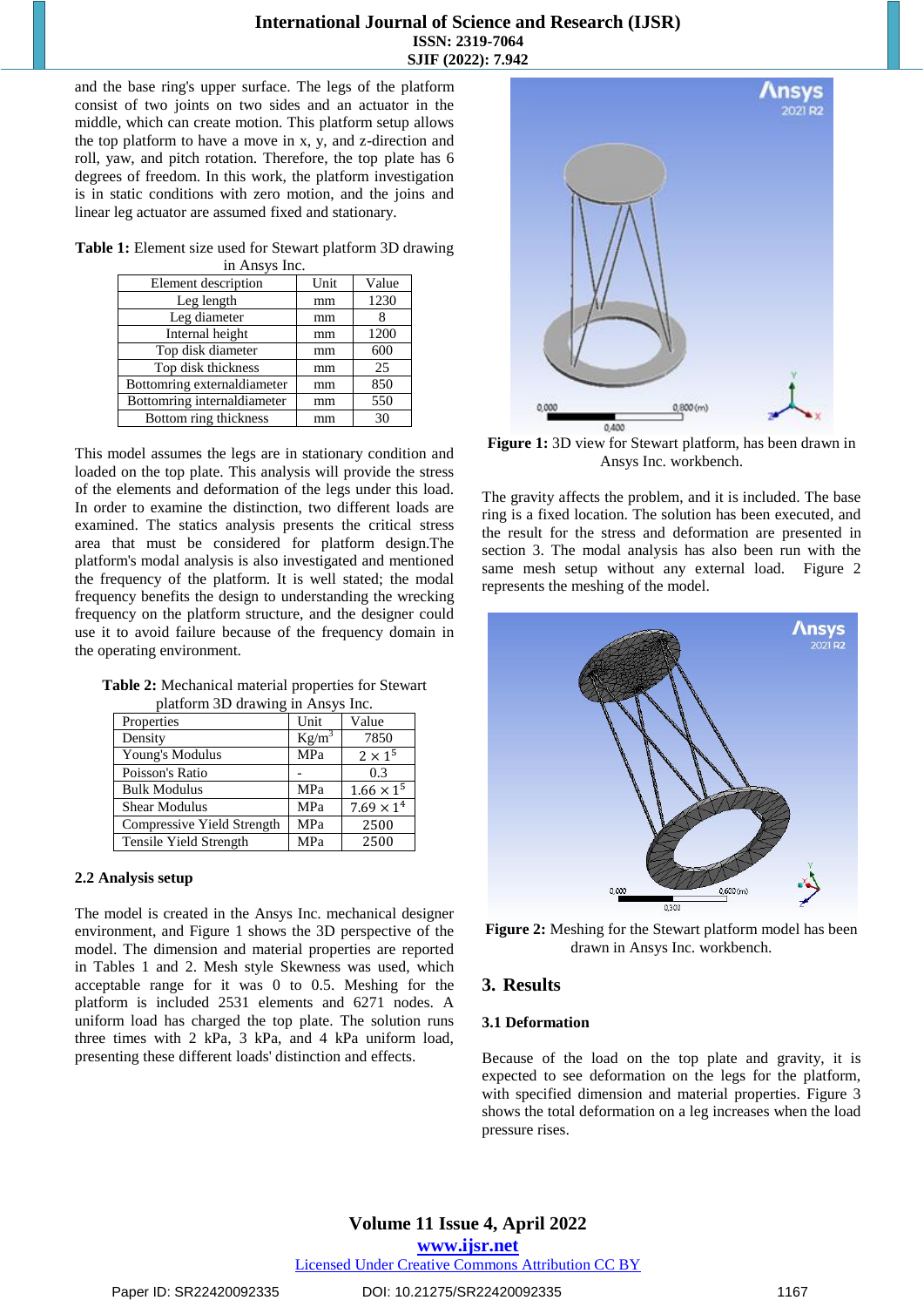and the base ring's upper surface. The legs of the platform consist of two joints on two sides and an actuator in the middle, which can create motion. This platform setup allows the top platform to have a move in x, y, and z-direction and roll, yaw, and pitch rotation. Therefore, the top plate has 6 degrees of freedom. In this work, the platform investigation is in static conditions with zero motion, and the joins and linear leg actuator are assumed fixed and stationary.

**Table 1:** Element size used for Stewart platform 3D drawing in Ansys Inc.

| Element description | Unit | Value |
|---|---|---|
| Leg length | mm | 1230 |
| Leg diameter | mm | 8 |
| Internal height | mm | 1200 |
| Top disk diameter | mm | 600 |
| Top disk thickness | mm | 25 |
| Bottomring externaldiameter | mm | 850 |
| Bottomring internaldiameter | mm | 550 |
| Bottom ring thickness | mm | 30 |

This model assumes the legs are in stationary condition and loaded on the top plate. This analysis will provide the stress of the elements and deformation of the legs under this load. In order to examine the distinction, two different loads are examined. The statics analysis presents the critical stress area that must be considered for platform design.The platform's modal analysis is also investigated and mentioned the frequency of the platform. It is well stated; the modal frequency benefits the design to understanding the wrecking frequency on the platform structure, and the designer could use it to avoid failure because of the frequency domain in the operating environment.

**Table 2:** Mechanical material properties for Stewart platform 3D drawing in Ansys Inc.

| Properties | Unit | Value |
|---|---|---|
| Density | $Kg/m^3$ | 7850 |
| Young's Modulus | MPa | $2 \times 1^5$ |
| Poisson's Ratio | - | 0.3 |
| Bulk Modulus | MPa | $1.66 \times 1^5$ |
| Shear Modulus | MPa | $7.69 \times 1^4$ |
| Compressive Yield Strength | MPa | 2500 |
| Tensile Yield Strength | MPa | 2500 |

### 2.2 Analysis setup

The model is created in the Ansys Inc. mechanical designer environment, and Figure 1 shows the 3D perspective of the model. The dimension and material properties are reported in Tables 1 and 2. Mesh style Skewness was used, which acceptable range for it was 0 to 0.5. Meshing for the platform is included 2531 elements and 6271 nodes. A uniform load has charged the top plate. The solution runs three times with 2 kPa, 3 kPa, and 4 kPa uniform load, presenting these different loads' distinction and effects.

**Figure 1:** 3D view for Stewart platform, has been drawn in Ansys Inc. workbench.

The gravity affects the problem, and it is included. The base ring is a fixed location. The solution has been executed, and the result for the stress and deformation are presented in section 3. The modal analysis has also been run with the same mesh setup without any external load. Figure 2 represents the meshing of the model.

**Figure 2:** Meshing for the Stewart platform model has been drawn in Ansys Inc. workbench.

## 3. Results

### 3.1 Deformation

Because of the load on the top plate and gravity, it is expected to see deformation on the legs for the platform, with specified dimension and material properties. Figure 3 shows the total deformation on a leg increases when the load pressure rises.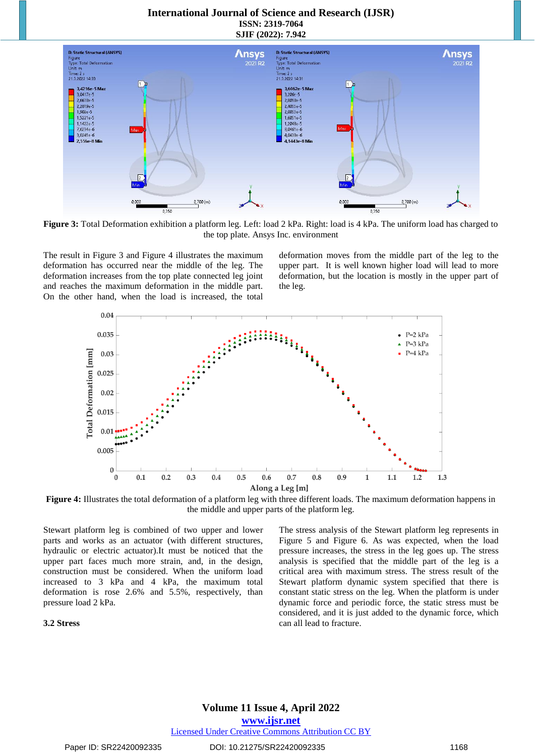**Figure 3:** Total Deformation exhibition a platform leg. Left: load 2 kPa. Right: load is 4 kPa. The uniform load has charged to the top plate. Ansys Inc. environment

The result in Figure 3 and Figure 4 illustrates the maximum deformation has occurred near the middle of the leg. The deformation increases from the top plate connected leg joint and reaches the maximum deformation in the middle part. On the other hand, when the load is increased, the total deformation moves from the middle part of the leg to the upper part. It is well known higher load will lead to more deformation, but the location is mostly in the upper part of the leg.

**Figure 4:** Illustrates the total deformation of a platform leg with three different loads. The maximum deformation happens in the middle and upper parts of the platform leg.

Stewart platform leg is combined of two upper and lower parts and works as an actuator (with different structures, hydraulic or electric actuator).It must be noticed that the upper part faces much more strain, and, in the design, construction must be considered. When the uniform load increased to 3 kPa and 4 kPa, the maximum total deformation is rose 2.6% and 5.5%, respectively, than pressure load 2 kPa.

### 3.2 Stress

The stress analysis of the Stewart platform leg represents in Figure 5 and Figure 6. As was expected, when the load pressure increases, the stress in the leg goes up. The stress analysis is specified that the middle part of the leg is a critical area with maximum stress. The stress result of the Stewart platform dynamic system specified that there is constant static stress on the leg. When the platform is under dynamic force and periodic force, the static stress must be considered, and it is just added to the dynamic force, which can all lead to fracture.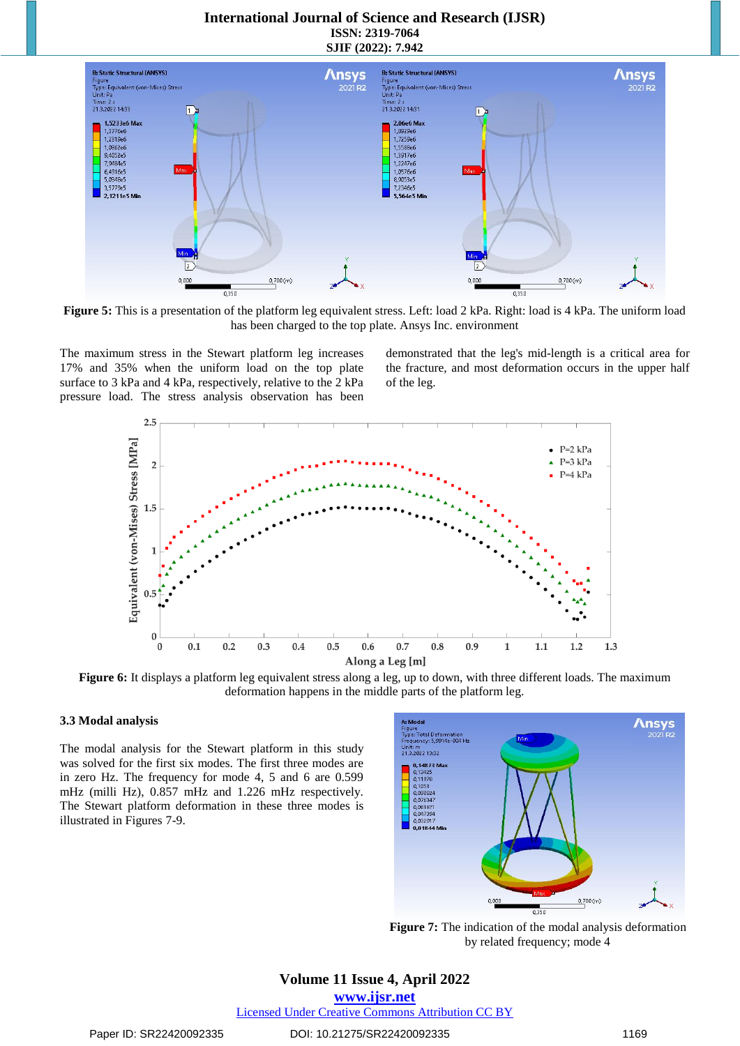**Figure 5:** This is a presentation of the platform leg equivalent stress. Left: load 2 kPa. Right: load is 4 kPa. The uniform load has been charged to the top plate. Ansys Inc. environment

The maximum stress in the Stewart platform leg increases 17% and 35% when the uniform load on the top plate surface to 3 kPa and 4 kPa, respectively, relative to the 2 kPa pressure load. The stress analysis observation has been demonstrated that the leg's mid-length is a critical area for the fracture, and most deformation occurs in the upper half of the leg.

**Figure 6:** It displays a platform leg equivalent stress along a leg, up to down, with three different loads. The maximum deformation happens in the middle parts of the platform leg.

### 3.3 Modal analysis

The modal analysis for the Stewart platform in this study was solved for the first six modes. The first three modes are in zero Hz. The frequency for mode 4, 5 and 6 are 0.599 mHz (milli Hz), 0.857 mHz and 1.226 mHz respectively. The Stewart platform deformation in these three modes is illustrated in Figures 7-9.

**Figure 7:** The indication of the modal analysis deformation by related frequency; mode 4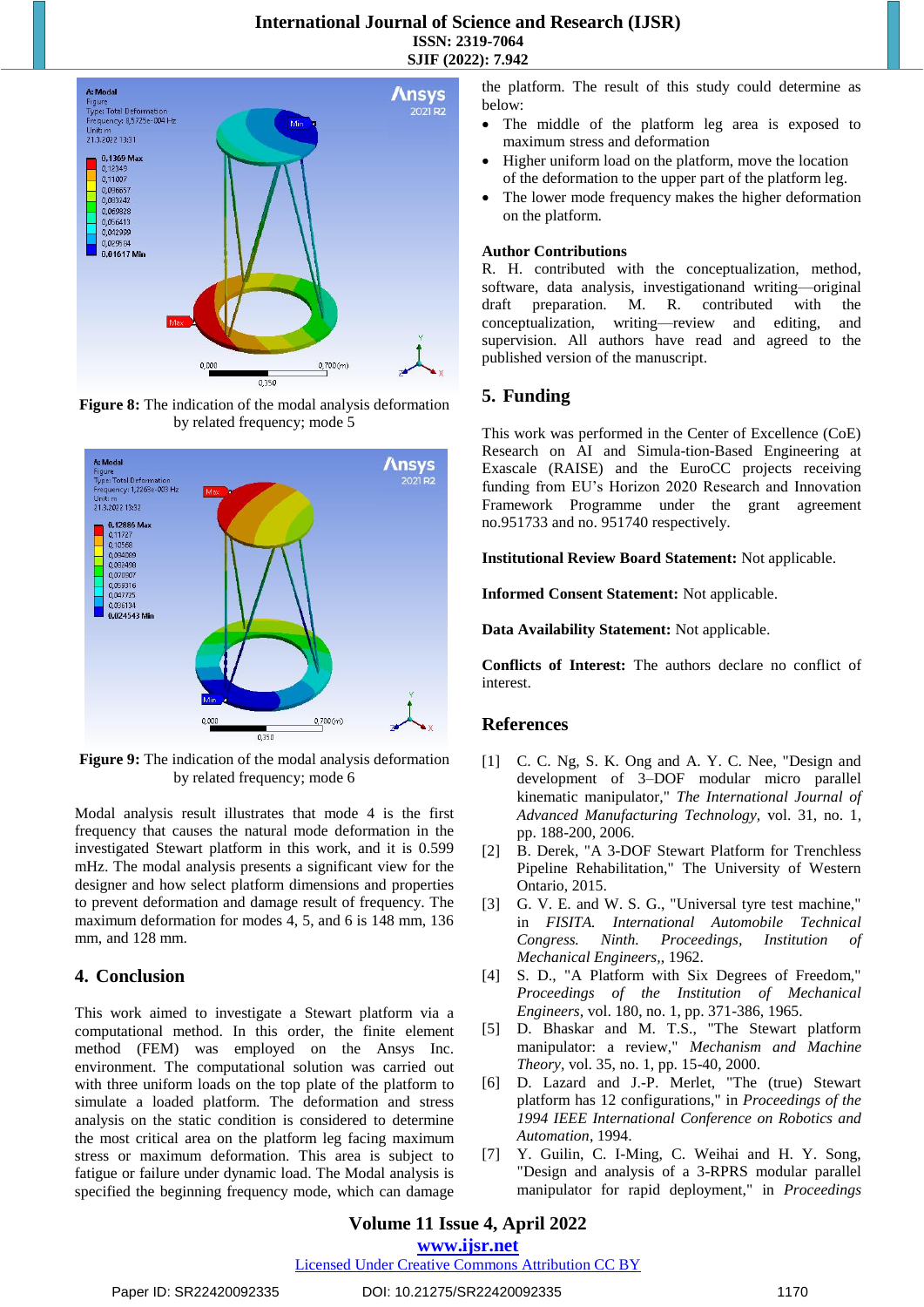**Figure 8:** The indication of the modal analysis deformation by related frequency; mode 5

**Figure 9:** The indication of the modal analysis deformation by related frequency; mode 6

Modal analysis result illustrates that mode 4 is the first frequency that causes the natural mode deformation in the investigated Stewart platform in this work, and it is 0.599 mHz. The modal analysis presents a significant view for the designer and how select platform dimensions and properties to prevent deformation and damage result of frequency. The maximum deformation for modes 4, 5, and 6 is 148 mm, 136 mm, and 128 mm.

## 4. Conclusion

This work aimed to investigate a Stewart platform via a computational method. In this order, the finite element method (FEM) was employed on the Ansys Inc. environment. The computational solution was carried out with three uniform loads on the top plate of the platform to simulate a loaded platform. The deformation and stress analysis on the static condition is considered to determine the most critical area on the platform leg facing maximum stress or maximum deformation. This area is subject to fatigue or failure under dynamic load. The Modal analysis is specified the beginning frequency mode, which can damage the platform. The result of this study could determine as below:

- The middle of the platform leg area is exposed to maximum stress and deformation
- Higher uniform load on the platform, move the location of the deformation to the upper part of the platform leg.
- The lower mode frequency makes the higher deformation on the platform.

### Author Contributions

R. H. contributed with the conceptualization, method, software, data analysis, investigationand writing—original draft preparation. M. R. contributed with the conceptualization, writing—review and editing, and supervision. All authors have read and agreed to the published version of the manuscript.

## 5. Funding

This work was performed in the Center of Excellence (CoE) Research on AI and Simula-tion-Based Engineering at Exascale (RAISE) and the EuroCC projects receiving funding from EU's Horizon 2020 Research and Innovation Framework Programme under the grant agreement no.951733 and no. 951740 respectively.

**Institutional Review Board Statement:** Not applicable.

**Informed Consent Statement:** Not applicable.

**Data Availability Statement:** Not applicable.

**Conflicts of Interest:** The authors declare no conflict of interest.

## References

[1] C. C. Ng, S. K. Ong and A. Y. C. Nee, "Design and development of 3–DOF modular micro parallel kinematic manipulator," *The International Journal of Advanced Manufacturing Technology,* vol. 31, no. 1, pp. 188-200, 2006.

[2] B. Derek, "A 3-DOF Stewart Platform for Trenchless Pipeline Rehabilitation," The University of Western Ontario, 2015.

[3] G. V. E. and W. S. G., "Universal tyre test machine," in *FISITA. International Automobile Technical Congress. Ninth. Proceedings, Institution of Mechanical Engineers,*, 1962.

[4] S. D., "A Platform with Six Degrees of Freedom," *Proceedings of the Institution of Mechanical Engineers,* vol. 180, no. 1, pp. 371-386, 1965.

[5] D. Bhaskar and M. T.S., "The Stewart platform manipulator: a review," *Mechanism and Machine Theory,* vol. 35, no. 1, pp. 15-40, 2000.

[6] D. Lazard and J.-P. Merlet, "The (true) Stewart platform has 12 configurations," in *Proceedings of the 1994 IEEE International Conference on Robotics and Automation*, 1994.

[7] Y. Guilin, C. I-Ming, C. Weihai and H. Y. Song, "Design and analysis of a 3-RPRS modular parallel manipulator for rapid deployment," in *Proceedings*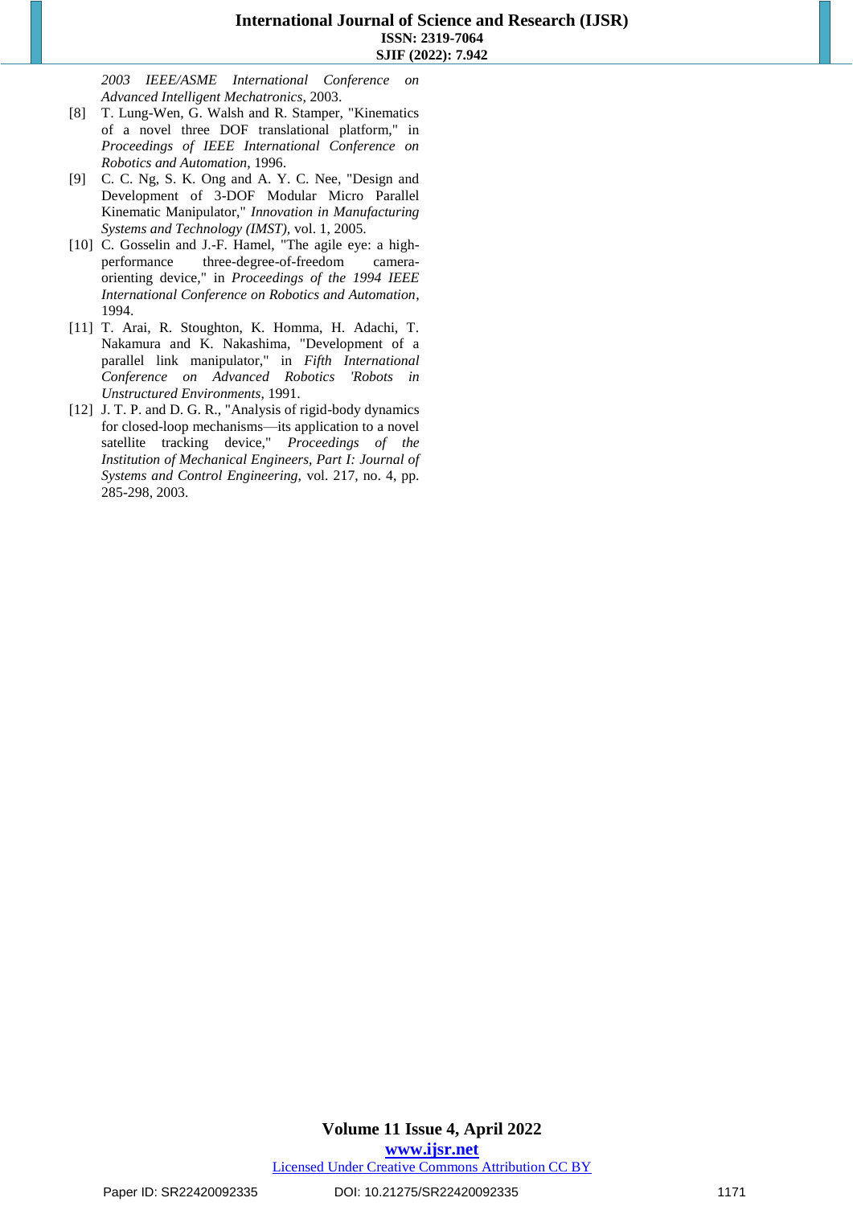*2003 IEEE/ASME International Conference on Advanced Intelligent Mechatronics*, 2003.

[8] T. Lung-Wen, G. Walsh and R. Stamper, "Kinematics of a novel three DOF translational platform," in *Proceedings of IEEE International Conference on Robotics and Automation*, 1996.

[9] C. C. Ng, S. K. Ong and A. Y. C. Nee, "Design and Development of 3-DOF Modular Micro Parallel Kinematic Manipulator," *Innovation in Manufacturing Systems and Technology (IMST)*, vol. 1, 2005.

[10] C. Gosselin and J.-F. Hamel, "The agile eye: a high-performance three-degree-of-freedom camera-orienting device," in *Proceedings of the 1994 IEEE International Conference on Robotics and Automation*, 1994.

[11] T. Arai, R. Stoughton, K. Homma, H. Adachi, T. Nakamura and K. Nakashima, "Development of a parallel link manipulator," in *Fifth International Conference on Advanced Robotics 'Robots in Unstructured Environments*, 1991.

[12] J. T. P. and D. G. R., "Analysis of rigid-body dynamics for closed-loop mechanisms—its application to a novel satellite tracking device," *Proceedings of the Institution of Mechanical Engineers, Part I: Journal of Systems and Control Engineering*, vol. 217, no. 4, pp. 285-298, 2003.